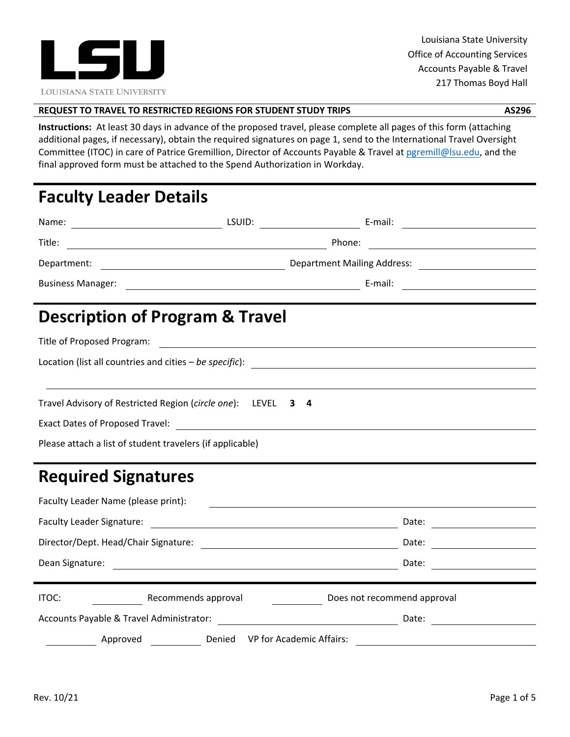LSU

LOUISIANA STATE UNIVERSITY

Louisiana State University
Office of Accounting Services
Accounts Payable & Travel
217 Thomas Boyd Hall

**REQUEST TO TRAVEL TO RESTRICTED REGIONS FOR STUDENT STUDY TRIPS** **AS296**

**Instructions:** At least 30 days in advance of the proposed travel, please complete all pages of this form (attaching additional pages, if necessary), obtain the required signatures on page 1, send to the International Travel Oversight Committee (ITOC) in care of Patrice Gremillion, Director of Accounts Payable & Travel at pgremill@lsu.edu, and the final approved form must be attached to the Spend Authorization in Workday.

## Faculty Leader Details

Name: ____________________ LSUID: ____________ E-mail: ____________________

Title: ________________________________ Phone: ____________________

Department: ____________________ Department Mailing Address: ____________________

Business Manager: ________________________________ E-mail: ____________________

## Description of Program & Travel

Title of Proposed Program: ________________________________________

Location (list all countries and cities – *be specific*): ________________________________________

________________________________________

Travel Advisory of Restricted Region (*circle one*): LEVEL **3** **4**

Exact Dates of Proposed Travel: ________________________________________

Please attach a list of student travelers (if applicable)

## Required Signatures

Faculty Leader Name (please print): ________________________________________

Faculty Leader Signature: ________________________________ Date: ____________

Director/Dept. Head/Chair Signature: ________________________________ Date: ____________

Dean Signature: ________________________________ Date: ____________

ITOC: ________ Recommends approval ________ Does not recommend approval

Accounts Payable & Travel Administrator: ________________________________ Date: ____________

________ Approved ________ Denied VP for Academic Affairs: ________________________________

Rev. 10/21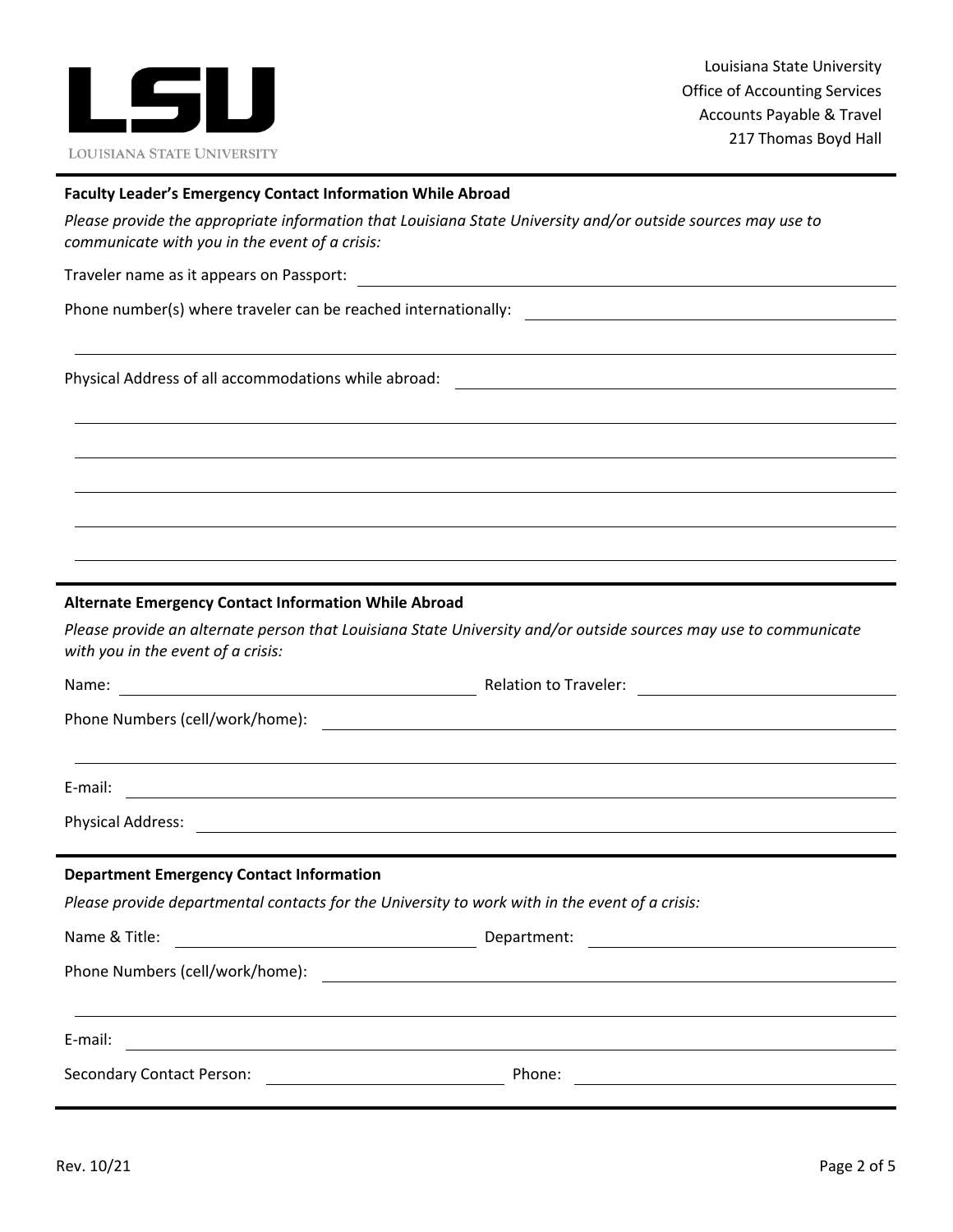LSU
LOUISIANA STATE UNIVERSITY

Louisiana State University
Office of Accounting Services
Accounts Payable & Travel
217 Thomas Boyd Hall

**Faculty Leader's Emergency Contact Information While Abroad**

*Please provide the appropriate information that Louisiana State University and/or outside sources may use to communicate with you in the event of a crisis:*

Traveler name as it appears on Passport: ____________________

Phone number(s) where traveler can be reached internationally: ____________________

____________________

Physical Address of all accommodations while abroad: ____________________

____________________

____________________

____________________

____________________

____________________

**Alternate Emergency Contact Information While Abroad**

*Please provide an alternate person that Louisiana State University and/or outside sources may use to communicate with you in the event of a crisis:*

Name: ____________________ Relation to Traveler: ____________________

Phone Numbers (cell/work/home): ____________________

____________________

E-mail: ____________________

Physical Address: ____________________

**Department Emergency Contact Information**

*Please provide departmental contacts for the University to work with in the event of a crisis:*

Name & Title: ____________________ Department: ____________________

Phone Numbers (cell/work/home): ____________________

____________________

E-mail: ____________________

Secondary Contact Person: ____________________ Phone: ____________________

Rev. 10/21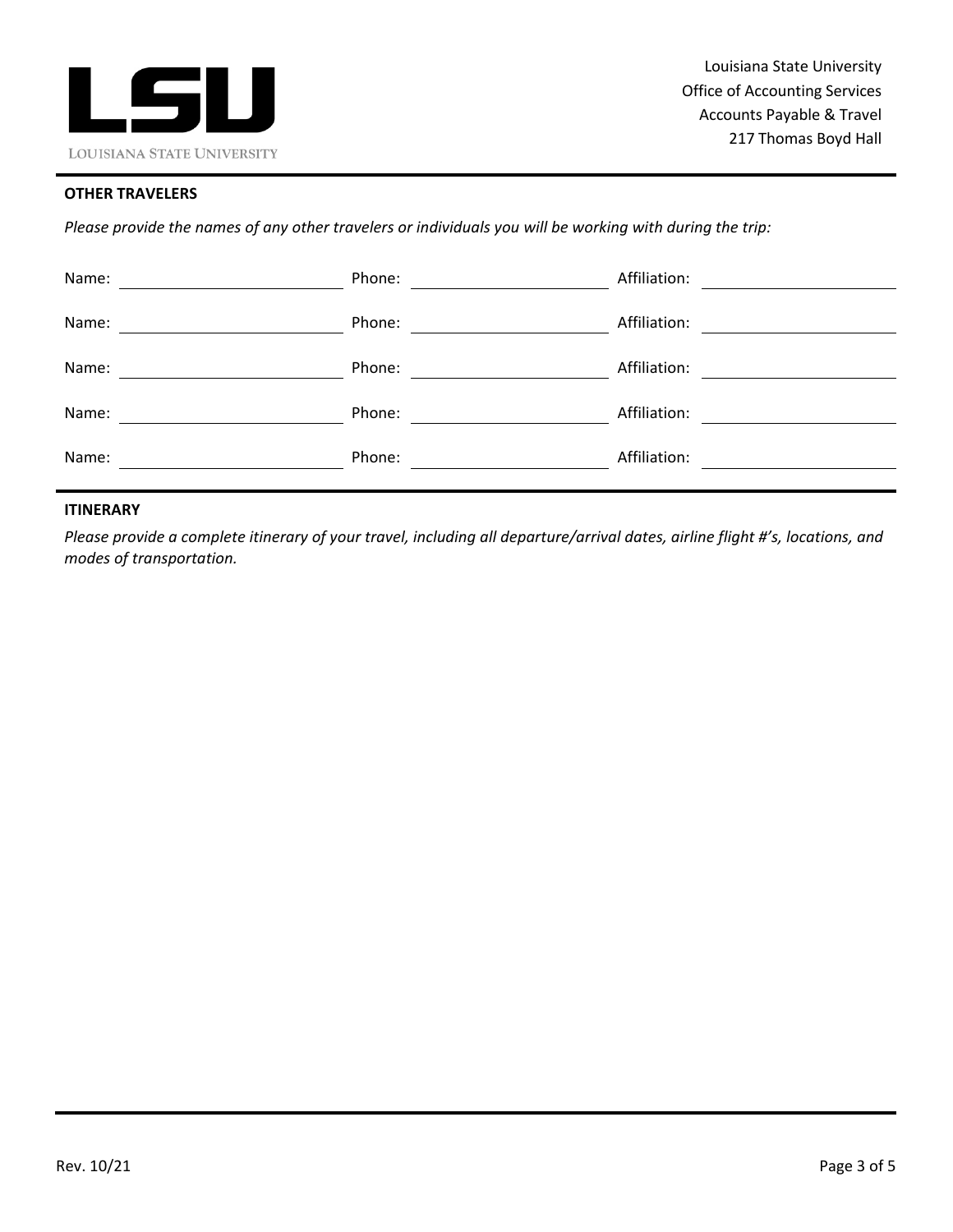Louisiana State University
Office of Accounting Services
Accounts Payable & Travel
217 Thomas Boyd Hall

## OTHER TRAVELERS

*Please provide the names of any other travelers or individuals you will be working with during the trip:*

| Name: | Phone: | Affiliation: |
|---|---|---|
| | | |
| | | |
| | | |
| | | |
| | | |

## ITINERARY

*Please provide a complete itinerary of your travel, including all departure/arrival dates, airline flight #'s, locations, and modes of transportation.*

Rev. 10/21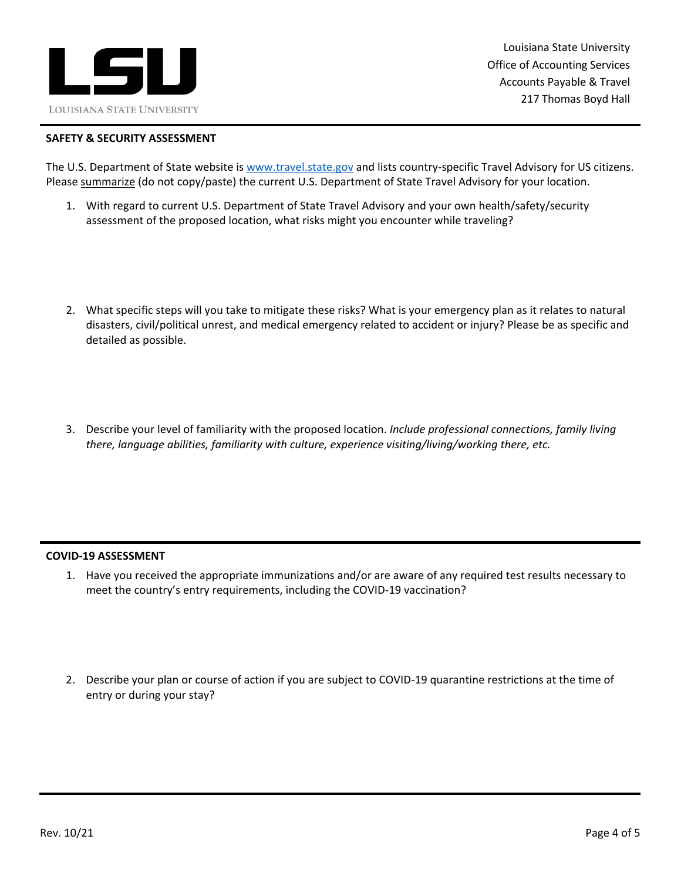Louisiana State University
Office of Accounting Services
Accounts Payable & Travel
217 Thomas Boyd Hall

**SAFETY & SECURITY ASSESSMENT**

The U.S. Department of State website is [www.travel.state.gov](http://www.travel.state.gov) and lists country-specific Travel Advisory for US citizens. Please <u>summarize</u> (do not copy/paste) the current U.S. Department of State Travel Advisory for your location.

1. With regard to current U.S. Department of State Travel Advisory and your own health/safety/security assessment of the proposed location, what risks might you encounter while traveling?

2. What specific steps will you take to mitigate these risks? What is your emergency plan as it relates to natural disasters, civil/political unrest, and medical emergency related to accident or injury? Please be as specific and detailed as possible.

3. Describe your level of familiarity with the proposed location. *Include professional connections, family living there, language abilities, familiarity with culture, experience visiting/living/working there, etc.*

**COVID-19 ASSESSMENT**

1. Have you received the appropriate immunizations and/or are aware of any required test results necessary to meet the country's entry requirements, including the COVID-19 vaccination?

2. Describe your plan or course of action if you are subject to COVID-19 quarantine restrictions at the time of entry or during your stay?

Rev. 10/21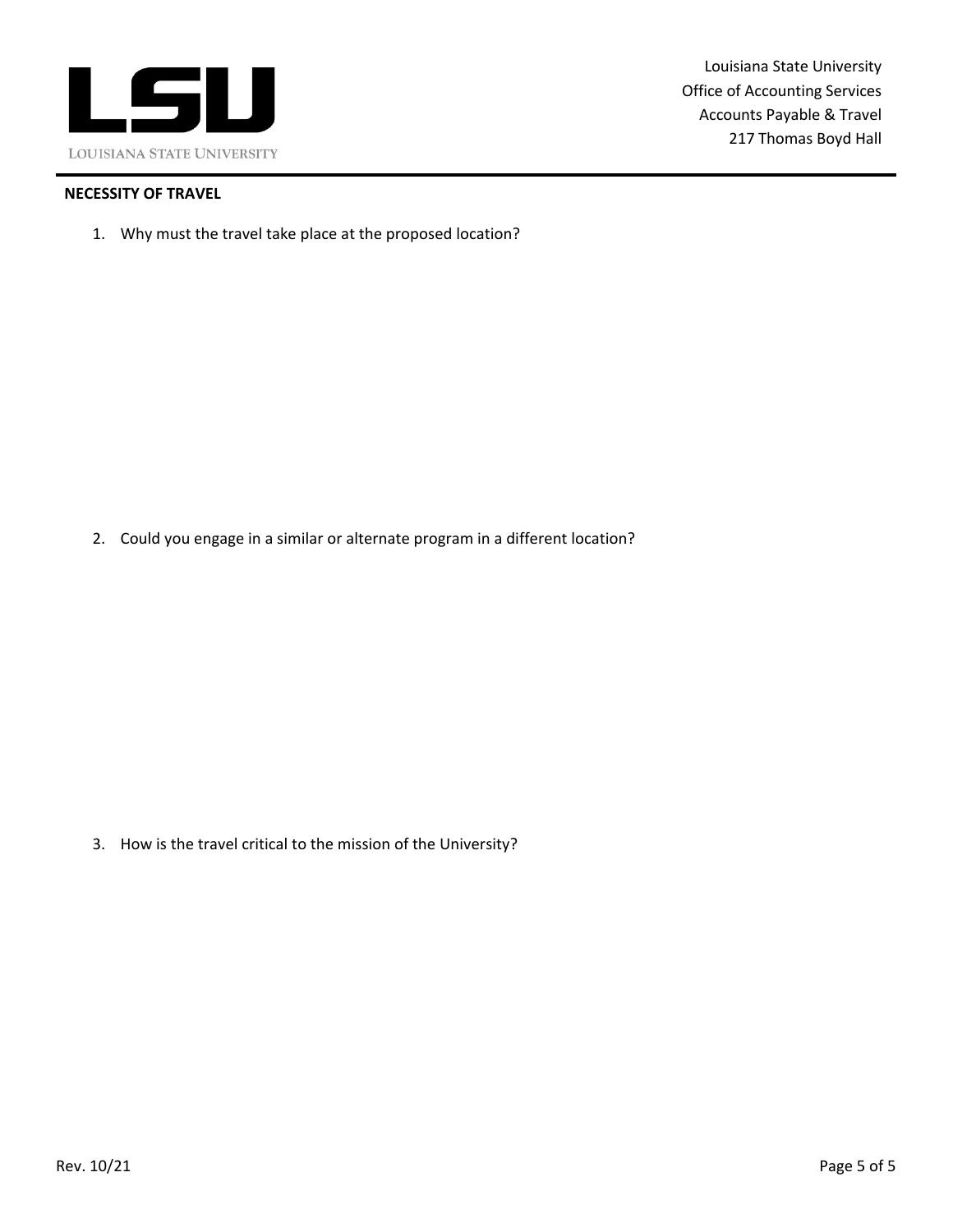**NECESSITY OF TRAVEL**

1. Why must the travel take place at the proposed location?

2. Could you engage in a similar or alternate program in a different location?

3. How is the travel critical to the mission of the University?